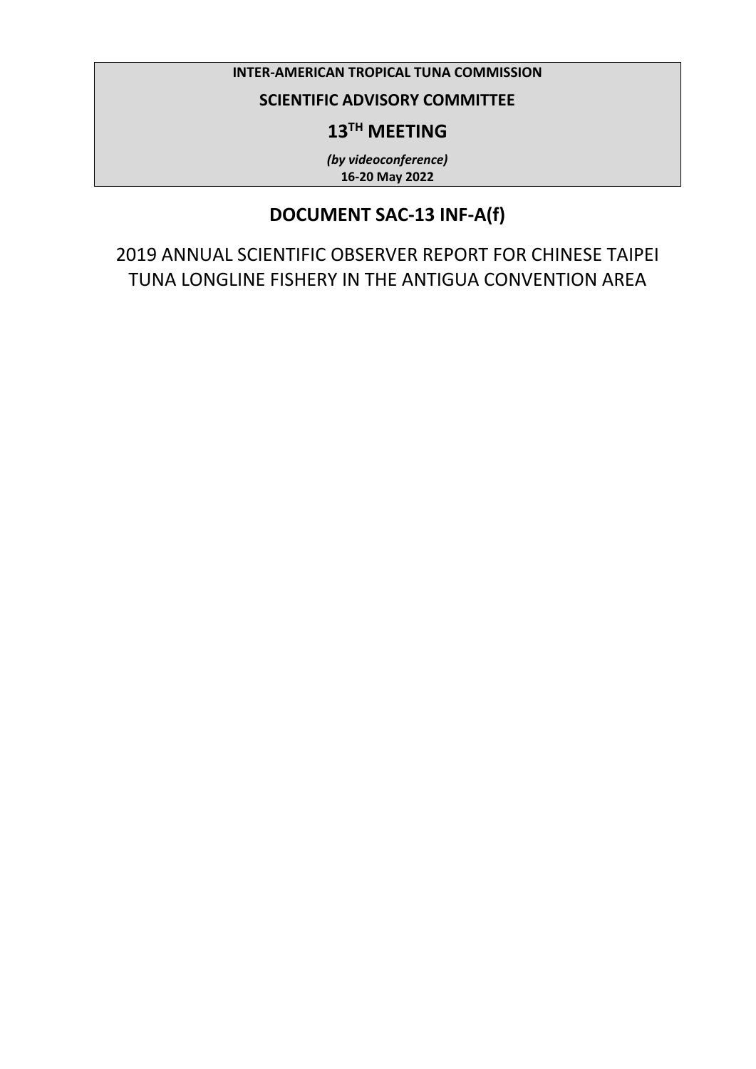**INTER-AMERICAN TROPICAL TUNA COMMISSION**

**SCIENTIFIC ADVISORY COMMITTEE**

**13TH MEETING**

***(by videoconference)***
**16-20 May 2022**

# DOCUMENT SAC-13 INF-A(f)

## 2019 ANNUAL SCIENTIFIC OBSERVER REPORT FOR CHINESE TAIPEI TUNA LONGLINE FISHERY IN THE ANTIGUA CONVENTION AREA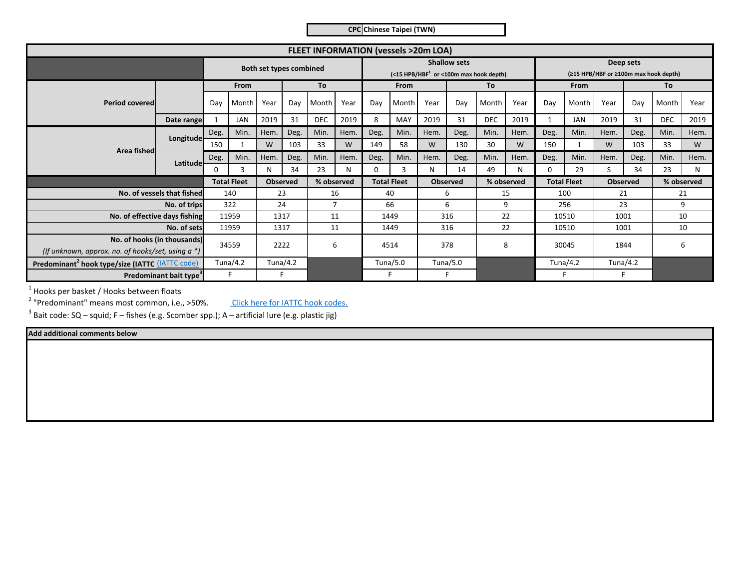| CPC | Chinese Taipei (TWN) |
|---|---|

**FLEET INFORMATION (vessels >20m LOA)**

| | | Both set types combined | | | | | | Shallow sets (<15 HPB/HBF[1] or <100m max hook depth) | | | | | | Deep sets (≥15 HPB/HBF or ≥100m max hook depth) | | | | | |
|---|---|---|---|---|---|---|---|---|---|---|---|---|---|---|---|---|---|---|---|
| Period covered | | From | | | To | | | From | | | To | | | From | | | To | | |
| | | Day | Month | Year | Day | Month | Year | Day | Month | Year | Day | Month | Year | Day | Month | Year | Day | Month | Year |
| | Date range | 1 | JAN | 2019 | 31 | DEC | 2019 | 8 | MAY | 2019 | 31 | DEC | 2019 | 1 | JAN | 2019 | 31 | DEC | 2019 |
| Area fished | Longitude | Deg. | Min. | Hem. | Deg. | Min. | Hem. | Deg. | Min. | Hem. | Deg. | Min. | Hem. | Deg. | Min. | Hem. | Deg. | Min. | Hem. |
| | | 150 | 1 | W | 103 | 33 | W | 149 | 58 | W | 130 | 30 | W | 150 | 1 | W | 103 | 33 | W |
| | Latitude | Deg. | Min. | Hem. | Deg. | Min. | Hem. | Deg. | Min. | Hem. | Deg. | Min. | Hem. | Deg. | Min. | Hem. | Deg. | Min. | Hem. |
| | | 0 | 3 | N | 34 | 23 | N | 0 | 3 | N | 14 | 49 | N | 0 | 29 | S | 34 | 23 | N |

| | Both: Total Fleet | Both: Observed | Both: % observed | Shallow: Total Fleet | Shallow: Observed | Shallow: % observed | Deep: Total Fleet | Deep: Observed | Deep: % observed |
|---|---|---|---|---|---|---|---|---|---|
| No. of vessels that fished | 140 | 23 | 16 | 40 | 6 | 15 | 100 | 21 | 21 |
| No. of trips | 322 | 24 | 7 | 66 | 6 | 9 | 256 | 23 | 9 |
| No. of effective days fishing | 11959 | 1317 | 11 | 1449 | 316 | 22 | 10510 | 1001 | 10 |
| No. of sets | 11959 | 1317 | 11 | 1449 | 316 | 22 | 10510 | 1001 | 10 |
| No. of hooks (in thousands) *(If unknown, approx. no. of hooks/set, using a \*)* | 34559 | 2222 | 6 | 4514 | 378 | 8 | 30045 | 1844 | 6 |
| Predominant[2] hook type/size (IATTC (IATTC code) | Tuna/4.2 | Tuna/4.2 | | Tuna/5.0 | Tuna/5.0 | | Tuna/4.2 | Tuna/4.2 | |
| Predominant bait type[3] | F | F | | F | F | | F | F | |

[1] Hooks per basket / Hooks between floats

[2] "Predominant" means most common, i.e., >50%. Click here for IATTC hook codes.

[3] Bait code: SQ – squid; F – fishes (e.g. Scomber spp.); A – artificial lure (e.g. plastic jig)

**Add additional comments below**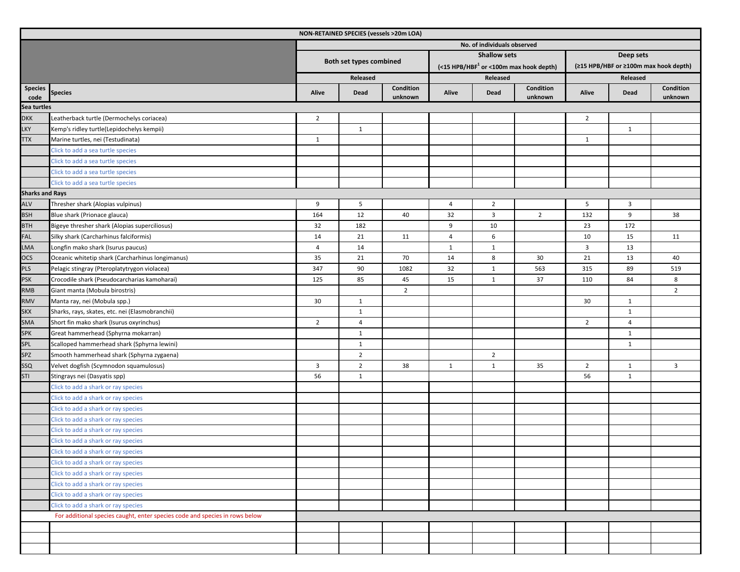| NON-RETAINED SPECIES (vessels >20m LOA) | | | | | | | | | | |
|---|---|---|---|---|---|---|---|---|---|---|
| | | No. of individuals observed | | | | | | | | |
| | | Both set types combined | | | Shallow sets (<15 HPB/HBF[1] or <100m max hook depth) | | | Deep sets (≥15 HPB/HBF or ≥100m max hook depth) | | |
| | | Released | | | Released | | | Released | | |
| Species code | Species | Alive | Dead | Condition unknown | Alive | Dead | Condition unknown | Alive | Dead | Condition unknown |
| **Sea turtles** | | | | | | | | | | |
| DKK | Leatherback turtle (Dermochelys coriacea) | 2 | | | | | | 2 | | |
| LKY | Kemp's ridley turtle(Lepidochelys kempii) | | 1 | | | | | | 1 | |
| TTX | Marine turtles, nei (Testudinata) | 1 | | | | | | 1 | | |
| | Click to add a sea turtle species | | | | | | | | | |
| | Click to add a sea turtle species | | | | | | | | | |
| | Click to add a sea turtle species | | | | | | | | | |
| | Click to add a sea turtle species | | | | | | | | | |
| **Sharks and Rays** | | | | | | | | | | |
| ALV | Thresher shark (Alopias vulpinus) | 9 | 5 | | 4 | 2 | | 5 | 3 | |
| BSH | Blue shark (Prionace glauca) | 164 | 12 | 40 | 32 | 3 | 2 | 132 | 9 | 38 |
| BTH | Bigeye thresher shark (Alopias superciliosus) | 32 | 182 | | 9 | 10 | | 23 | 172 | |
| FAL | Silky shark (Carcharhinus falciformis) | 14 | 21 | 11 | 4 | 6 | | 10 | 15 | 11 |
| LMA | Longfin mako shark (Isurus paucus) | 4 | 14 | | 1 | 1 | | 3 | 13 | |
| OCS | Oceanic whitetip shark (Carcharhinus longimanus) | 35 | 21 | 70 | 14 | 8 | 30 | 21 | 13 | 40 |
| PLS | Pelagic stingray (Pteroplatytrygon violacea) | 347 | 90 | 1082 | 32 | 1 | 563 | 315 | 89 | 519 |
| PSK | Crocodile shark (Pseudocarcharias kamoharai) | 125 | 85 | 45 | 15 | 1 | 37 | 110 | 84 | 8 |
| RMB | Giant manta (Mobula birostris) | | | 2 | | | | | | 2 |
| RMV | Manta ray, nei (Mobula spp.) | 30 | 1 | | | | | 30 | 1 | |
| SKX | Sharks, rays, skates, etc. nei (Elasmobranchii) | | 1 | | | | | | 1 | |
| SMA | Short fin mako shark (Isurus oxyrinchus) | 2 | 4 | | | | | 2 | 4 | |
| SPK | Great hammerhead (Sphyrna mokarran) | | 1 | | | | | | 1 | |
| SPL | Scalloped hammerhead shark (Sphyrna lewini) | | 1 | | | | | | 1 | |
| SPZ | Smooth hammerhead shark (Sphyrna zygaena) | | 2 | | | 2 | | | | |
| SSQ | Velvet dogfish (Scymnodon squamulosus) | 3 | 2 | 38 | 1 | 1 | 35 | 2 | 1 | 3 |
| STI | Stingrays nei (Dasyatis spp) | 56 | 1 | | | | | 56 | 1 | |
| | Click to add a shark or ray species | | | | | | | | | |
| | Click to add a shark or ray species | | | | | | | | | |
| | Click to add a shark or ray species | | | | | | | | | |
| | Click to add a shark or ray species | | | | | | | | | |
| | Click to add a shark or ray species | | | | | | | | | |
| | Click to add a shark or ray species | | | | | | | | | |
| | Click to add a shark or ray species | | | | | | | | | |
| | Click to add a shark or ray species | | | | | | | | | |
| | Click to add a shark or ray species | | | | | | | | | |
| | Click to add a shark or ray species | | | | | | | | | |
| | Click to add a shark or ray species | | | | | | | | | |
| | Click to add a shark or ray species | | | | | | | | | |
| | For additional species caught, enter species code and species in rows below | | | | | | | | | |
| | | | | | | | | | | |
| | | | | | | | | | | |
| | | | | | | | | | | |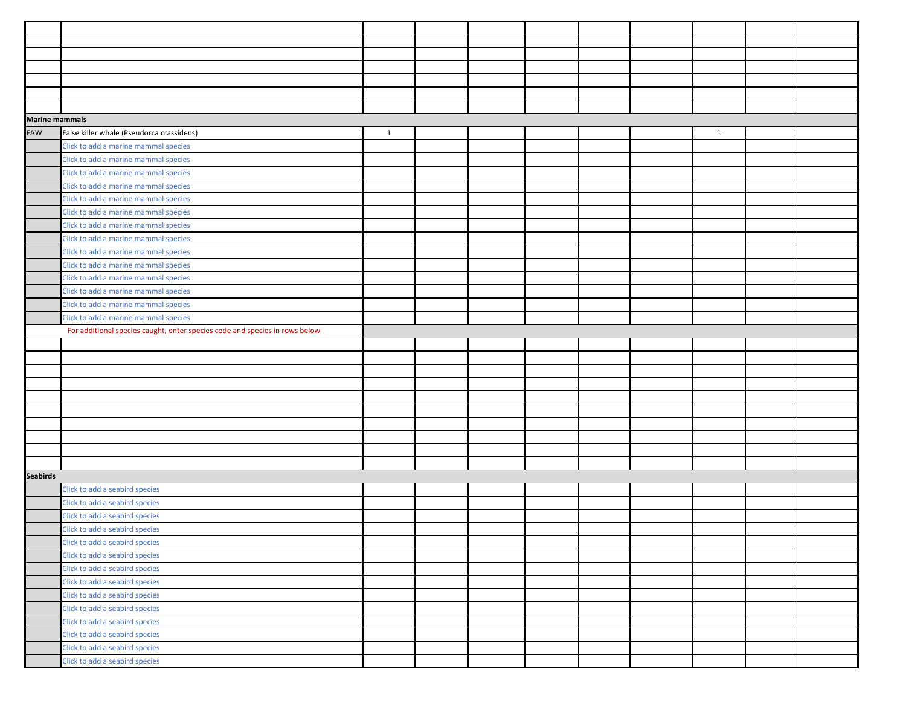| | | | | | | | | | | |
|---|---|---|---|---|---|---|---|---|---|---|
| | | | | | | | | | | |
| | | | | | | | | | | |
| | | | | | | | | | | |
| | | | | | | | | | | |
| | | | | | | | | | | |
| | | | | | | | | | | |
| **Marine mammals** | | | | | | | | | | |
| FAW | False killer whale (Pseudorca crassidens) | 1 | | | | | | 1 | | |
| | Click to add a marine mammal species | | | | | | | | | |
| | Click to add a marine mammal species | | | | | | | | | |
| | Click to add a marine mammal species | | | | | | | | | |
| | Click to add a marine mammal species | | | | | | | | | |
| | Click to add a marine mammal species | | | | | | | | | |
| | Click to add a marine mammal species | | | | | | | | | |
| | Click to add a marine mammal species | | | | | | | | | |
| | Click to add a marine mammal species | | | | | | | | | |
| | Click to add a marine mammal species | | | | | | | | | |
| | Click to add a marine mammal species | | | | | | | | | |
| | Click to add a marine mammal species | | | | | | | | | |
| | Click to add a marine mammal species | | | | | | | | | |
| | Click to add a marine mammal species | | | | | | | | | |
| | Click to add a marine mammal species | | | | | | | | | |
| | For additional species caught, enter species code and species in rows below | | | | | | | | | |
| | | | | | | | | | | |
| | | | | | | | | | | |
| | | | | | | | | | | |
| | | | | | | | | | | |
| | | | | | | | | | | |
| | | | | | | | | | | |
| | | | | | | | | | | |
| | | | | | | | | | | |
| | | | | | | | | | | |
| | | | | | | | | | | |
| **Seabirds** | | | | | | | | | | |
| | Click to add a seabird species | | | | | | | | | |
| | Click to add a seabird species | | | | | | | | | |
| | Click to add a seabird species | | | | | | | | | |
| | Click to add a seabird species | | | | | | | | | |
| | Click to add a seabird species | | | | | | | | | |
| | Click to add a seabird species | | | | | | | | | |
| | Click to add a seabird species | | | | | | | | | |
| | Click to add a seabird species | | | | | | | | | |
| | Click to add a seabird species | | | | | | | | | |
| | Click to add a seabird species | | | | | | | | | |
| | Click to add a seabird species | | | | | | | | | |
| | Click to add a seabird species | | | | | | | | | |
| | Click to add a seabird species | | | | | | | | | |
| | Click to add a seabird species | | | | | | | | | |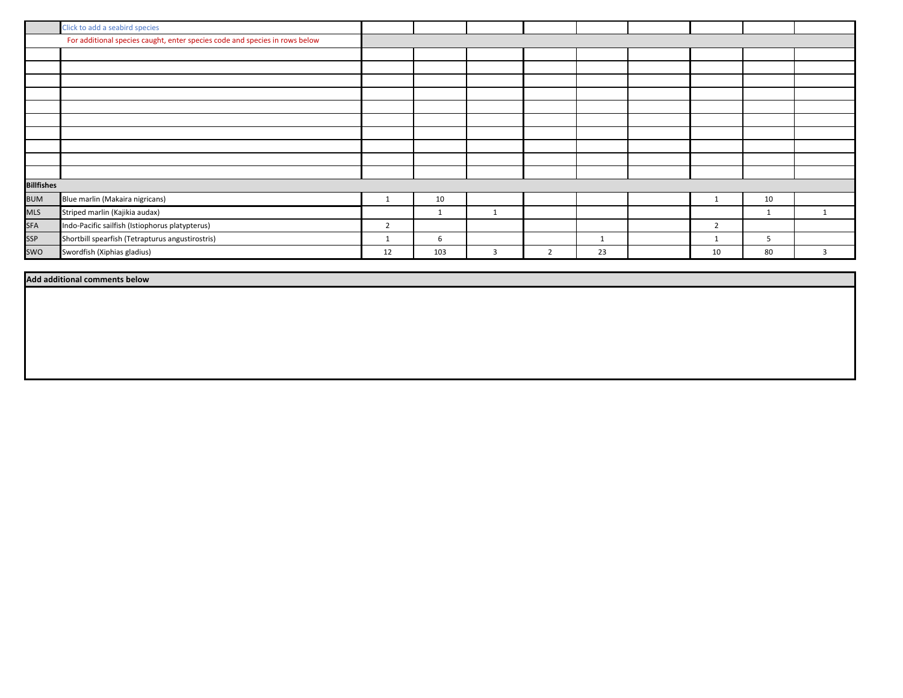| | | | | | | | | | | |
|---|---|---|---|---|---|---|---|---|---|---|
| | Click to add a seabird species | | | | | | | | | |
| | For additional species caught, enter species code and species in rows below | | | | | | | | | |
| | | | | | | | | | | |
| | | | | | | | | | | |
| | | | | | | | | | | |
| | | | | | | | | | | |
| | | | | | | | | | | |
| | | | | | | | | | | |
| | | | | | | | | | | |
| | | | | | | | | | | |
| | | | | | | | | | | |
| | | | | | | | | | | |
| **Billfishes** | | | | | | | | | | |
| BUM | Blue marlin (Makaira nigricans) | 1 | 10 | | | | | 1 | 10 | |
| MLS | Striped marlin (Kajikia audax) | | 1 | 1 | | | | | 1 | 1 |
| SFA | Indo-Pacific sailfish (Istiophorus platypterus) | 2 | | | | | | 2 | | |
| SSP | Shortbill spearfish (Tetrapturus angustirostris) | 1 | 6 | | | 1 | | 1 | 5 | |
| SWO | Swordfish (Xiphias gladius) | 12 | 103 | 3 | 2 | 23 | | 10 | 80 | 3 |

**Add additional comments below**